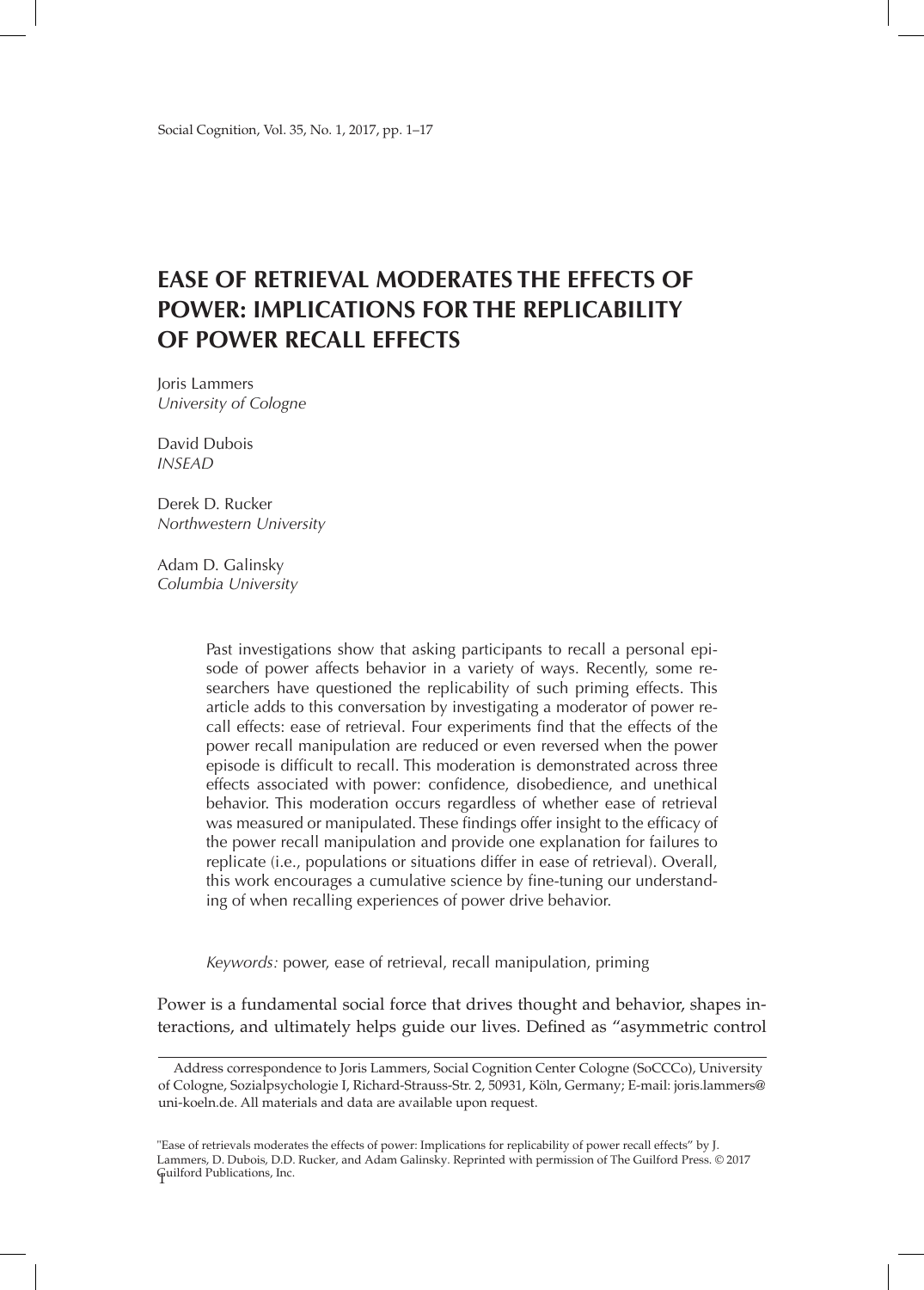# EASE OF RETRIEVAL MODERATES THE EFFECTS OF POWER: IMPLICATIONS FOR THE REPLICABILITY OF POWER RECALL EFFECTS

Joris Lammers
*University of Cologne*

David Dubois
*INSEAD*

Derek D. Rucker
*Northwestern University*

Adam D. Galinsky
*Columbia University*

> Past investigations show that asking participants to recall a personal episode of power affects behavior in a variety of ways. Recently, some researchers have questioned the replicability of such priming effects. This article adds to this conversation by investigating a moderator of power recall effects: ease of retrieval. Four experiments find that the effects of the power recall manipulation are reduced or even reversed when the power episode is difficult to recall. This moderation is demonstrated across three effects associated with power: confidence, disobedience, and unethical behavior. This moderation occurs regardless of whether ease of retrieval was measured or manipulated. These findings offer insight to the efficacy of the power recall manipulation and provide one explanation for failures to replicate (i.e., populations or situations differ in ease of retrieval). Overall, this work encourages a cumulative science by fine-tuning our understanding of when recalling experiences of power drive behavior.
>
> *Keywords:* power, ease of retrieval, recall manipulation, priming

Power is a fundamental social force that drives thought and behavior, shapes interactions, and ultimately helps guide our lives. Defined as "asymmetric control

---

Address correspondence to Joris Lammers, Social Cognition Center Cologne (SoCCCo), University of Cologne, Sozialpsychologie I, Richard-Strauss-Str. 2, 50931, Köln, Germany; E-mail: joris.lammers@uni-koeln.de. All materials and data are available upon request.

"Ease of retrievals moderates the effects of power: Implications for replicability of power recall effects" by J. Lammers, D. Dubois, D.D. Rucker, and Adam Galinsky. Reprinted with permission of The Guilford Press. © 2017 Guilford Publications, Inc.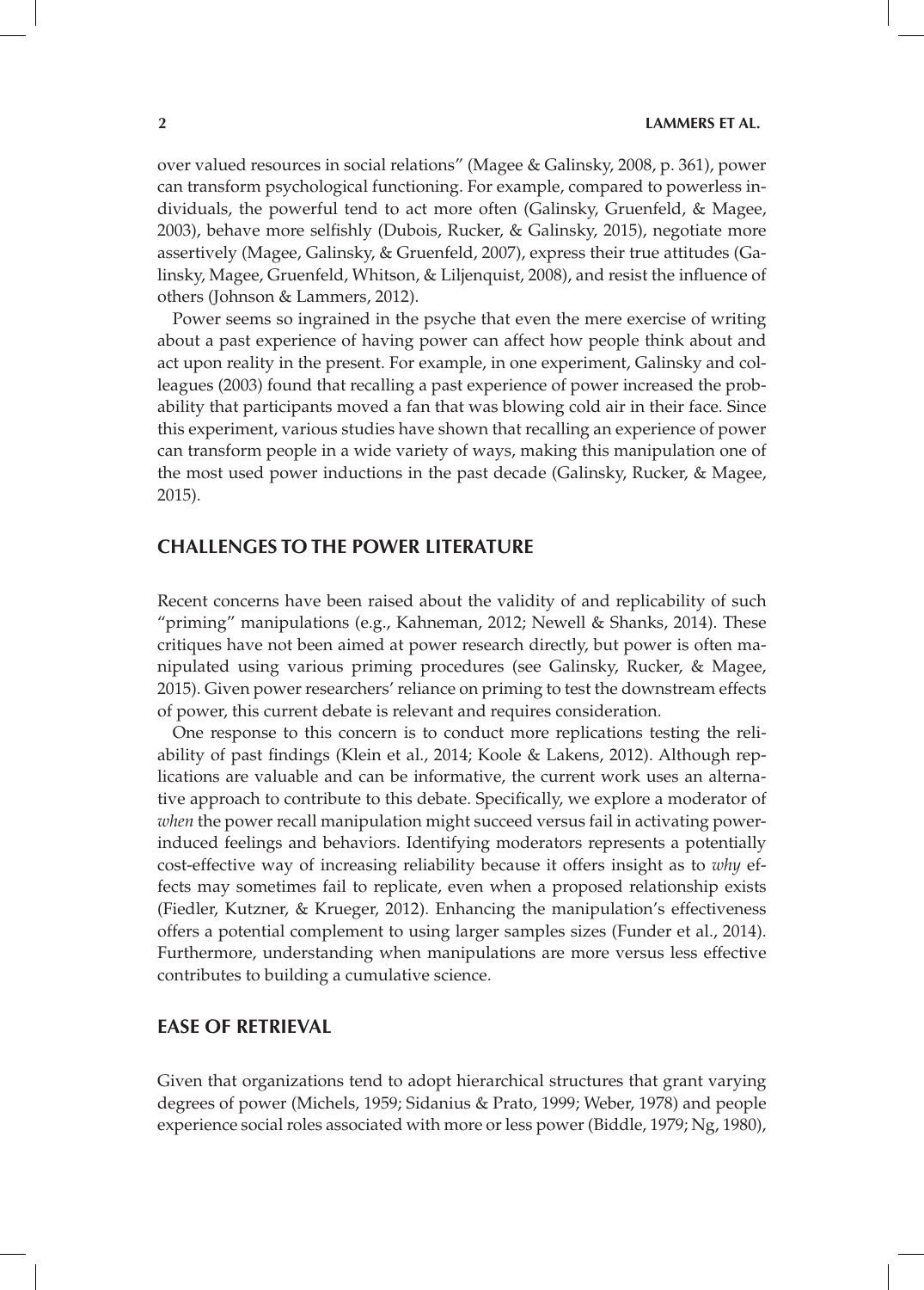over valued resources in social relations" (Magee & Galinsky, 2008, p. 361), power can transform psychological functioning. For example, compared to powerless individuals, the powerful tend to act more often (Galinsky, Gruenfeld, & Magee, 2003), behave more selfishly (Dubois, Rucker, & Galinsky, 2015), negotiate more assertively (Magee, Galinsky, & Gruenfeld, 2007), express their true attitudes (Galinsky, Magee, Gruenfeld, Whitson, & Liljenquist, 2008), and resist the influence of others (Johnson & Lammers, 2012).

Power seems so ingrained in the psyche that even the mere exercise of writing about a past experience of having power can affect how people think about and act upon reality in the present. For example, in one experiment, Galinsky and colleagues (2003) found that recalling a past experience of power increased the probability that participants moved a fan that was blowing cold air in their face. Since this experiment, various studies have shown that recalling an experience of power can transform people in a wide variety of ways, making this manipulation one of the most used power inductions in the past decade (Galinsky, Rucker, & Magee, 2015).

## CHALLENGES TO THE POWER LITERATURE

Recent concerns have been raised about the validity of and replicability of such "priming" manipulations (e.g., Kahneman, 2012; Newell & Shanks, 2014). These critiques have not been aimed at power research directly, but power is often manipulated using various priming procedures (see Galinsky, Rucker, & Magee, 2015). Given power researchers' reliance on priming to test the downstream effects of power, this current debate is relevant and requires consideration.

One response to this concern is to conduct more replications testing the reliability of past findings (Klein et al., 2014; Koole & Lakens, 2012). Although replications are valuable and can be informative, the current work uses an alternative approach to contribute to this debate. Specifically, we explore a moderator of *when* the power recall manipulation might succeed versus fail in activating power-induced feelings and behaviors. Identifying moderators represents a potentially cost-effective way of increasing reliability because it offers insight as to *why* effects may sometimes fail to replicate, even when a proposed relationship exists (Fiedler, Kutzner, & Krueger, 2012). Enhancing the manipulation's effectiveness offers a potential complement to using larger samples sizes (Funder et al., 2014). Furthermore, understanding when manipulations are more versus less effective contributes to building a cumulative science.

## EASE OF RETRIEVAL

Given that organizations tend to adopt hierarchical structures that grant varying degrees of power (Michels, 1959; Sidanius & Prato, 1999; Weber, 1978) and people experience social roles associated with more or less power (Biddle, 1979; Ng, 1980),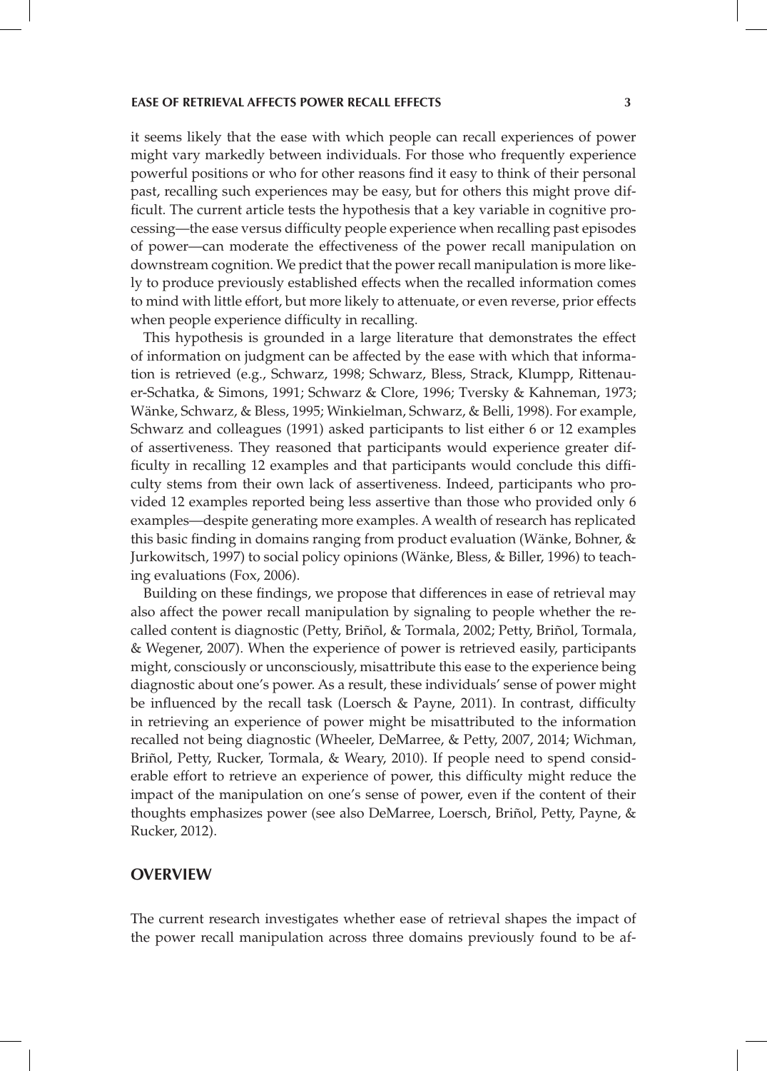it seems likely that the ease with which people can recall experiences of power might vary markedly between individuals. For those who frequently experience powerful positions or who for other reasons find it easy to think of their personal past, recalling such experiences may be easy, but for others this might prove difficult. The current article tests the hypothesis that a key variable in cognitive processing—the ease versus difficulty people experience when recalling past episodes of power—can moderate the effectiveness of the power recall manipulation on downstream cognition. We predict that the power recall manipulation is more likely to produce previously established effects when the recalled information comes to mind with little effort, but more likely to attenuate, or even reverse, prior effects when people experience difficulty in recalling.

This hypothesis is grounded in a large literature that demonstrates the effect of information on judgment can be affected by the ease with which that information is retrieved (e.g., Schwarz, 1998; Schwarz, Bless, Strack, Klumpp, Rittenauer-Schatka, & Simons, 1991; Schwarz & Clore, 1996; Tversky & Kahneman, 1973; Wänke, Schwarz, & Bless, 1995; Winkielman, Schwarz, & Belli, 1998). For example, Schwarz and colleagues (1991) asked participants to list either 6 or 12 examples of assertiveness. They reasoned that participants would experience greater difficulty in recalling 12 examples and that participants would conclude this difficulty stems from their own lack of assertiveness. Indeed, participants who provided 12 examples reported being less assertive than those who provided only 6 examples—despite generating more examples. A wealth of research has replicated this basic finding in domains ranging from product evaluation (Wänke, Bohner, & Jurkowitsch, 1997) to social policy opinions (Wänke, Bless, & Biller, 1996) to teaching evaluations (Fox, 2006).

Building on these findings, we propose that differences in ease of retrieval may also affect the power recall manipulation by signaling to people whether the recalled content is diagnostic (Petty, Briñol, & Tormala, 2002; Petty, Briñol, Tormala, & Wegener, 2007). When the experience of power is retrieved easily, participants might, consciously or unconsciously, misattribute this ease to the experience being diagnostic about one's power. As a result, these individuals' sense of power might be influenced by the recall task (Loersch & Payne, 2011). In contrast, difficulty in retrieving an experience of power might be misattributed to the information recalled not being diagnostic (Wheeler, DeMarree, & Petty, 2007, 2014; Wichman, Briñol, Petty, Rucker, Tormala, & Weary, 2010). If people need to spend considerable effort to retrieve an experience of power, this difficulty might reduce the impact of the manipulation on one's sense of power, even if the content of their thoughts emphasizes power (see also DeMarree, Loersch, Briñol, Petty, Payne, & Rucker, 2012).

## OVERVIEW

The current research investigates whether ease of retrieval shapes the impact of the power recall manipulation across three domains previously found to be af-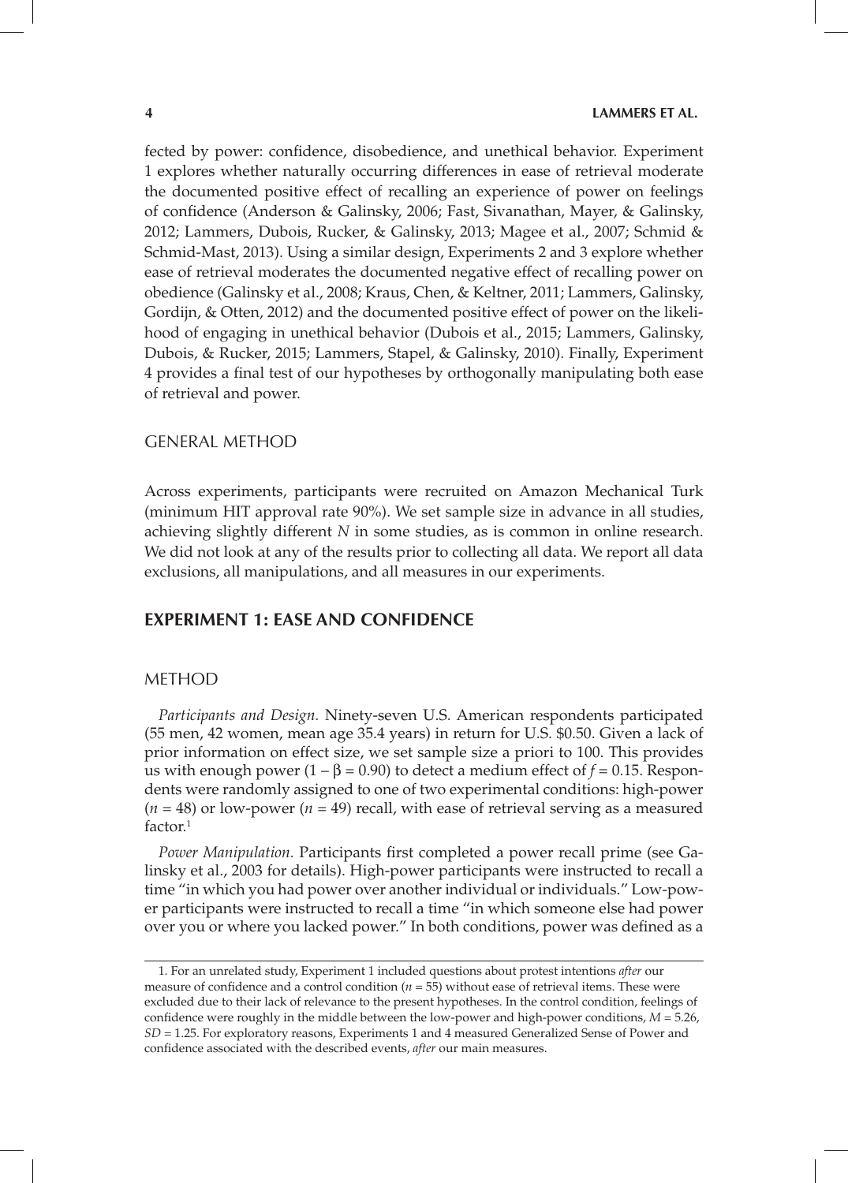fected by power: confidence, disobedience, and unethical behavior. Experiment 1 explores whether naturally occurring differences in ease of retrieval moderate the documented positive effect of recalling an experience of power on feelings of confidence (Anderson & Galinsky, 2006; Fast, Sivanathan, Mayer, & Galinsky, 2012; Lammers, Dubois, Rucker, & Galinsky, 2013; Magee et al., 2007; Schmid & Schmid-Mast, 2013). Using a similar design, Experiments 2 and 3 explore whether ease of retrieval moderates the documented negative effect of recalling power on obedience (Galinsky et al., 2008; Kraus, Chen, & Keltner, 2011; Lammers, Galinsky, Gordijn, & Otten, 2012) and the documented positive effect of power on the likelihood of engaging in unethical behavior (Dubois et al., 2015; Lammers, Galinsky, Dubois, & Rucker, 2015; Lammers, Stapel, & Galinsky, 2010). Finally, Experiment 4 provides a final test of our hypotheses by orthogonally manipulating both ease of retrieval and power.

## GENERAL METHOD

Across experiments, participants were recruited on Amazon Mechanical Turk (minimum HIT approval rate 90%). We set sample size in advance in all studies, achieving slightly different *N* in some studies, as is common in online research. We did not look at any of the results prior to collecting all data. We report all data exclusions, all manipulations, and all measures in our experiments.

## EXPERIMENT 1: EASE AND CONFIDENCE

### METHOD

*Participants and Design.* Ninety-seven U.S. American respondents participated (55 men, 42 women, mean age 35.4 years) in return for U.S. $0.50. Given a lack of prior information on effect size, we set sample size a priori to 100. This provides us with enough power ($1 - \beta = 0.90$) to detect a medium effect of $f = 0.15$. Respondents were randomly assigned to one of two experimental conditions: high-power ($n = 48$) or low-power ($n = 49$) recall, with ease of retrieval serving as a measured factor.[1]

*Power Manipulation.* Participants first completed a power recall prime (see Galinsky et al., 2003 for details). High-power participants were instructed to recall a time "in which you had power over another individual or individuals." Low-power participants were instructed to recall a time "in which someone else had power over you or where you lacked power." In both conditions, power was defined as a

---

1. For an unrelated study, Experiment 1 included questions about protest intentions *after* our measure of confidence and a control condition ($n = 55$) without ease of retrieval items. These were excluded due to their lack of relevance to the present hypotheses. In the control condition, feelings of confidence were roughly in the middle between the low-power and high-power conditions, $M = 5.26$, $SD = 1.25$. For exploratory reasons, Experiments 1 and 4 measured Generalized Sense of Power and confidence associated with the described events, *after* our main measures.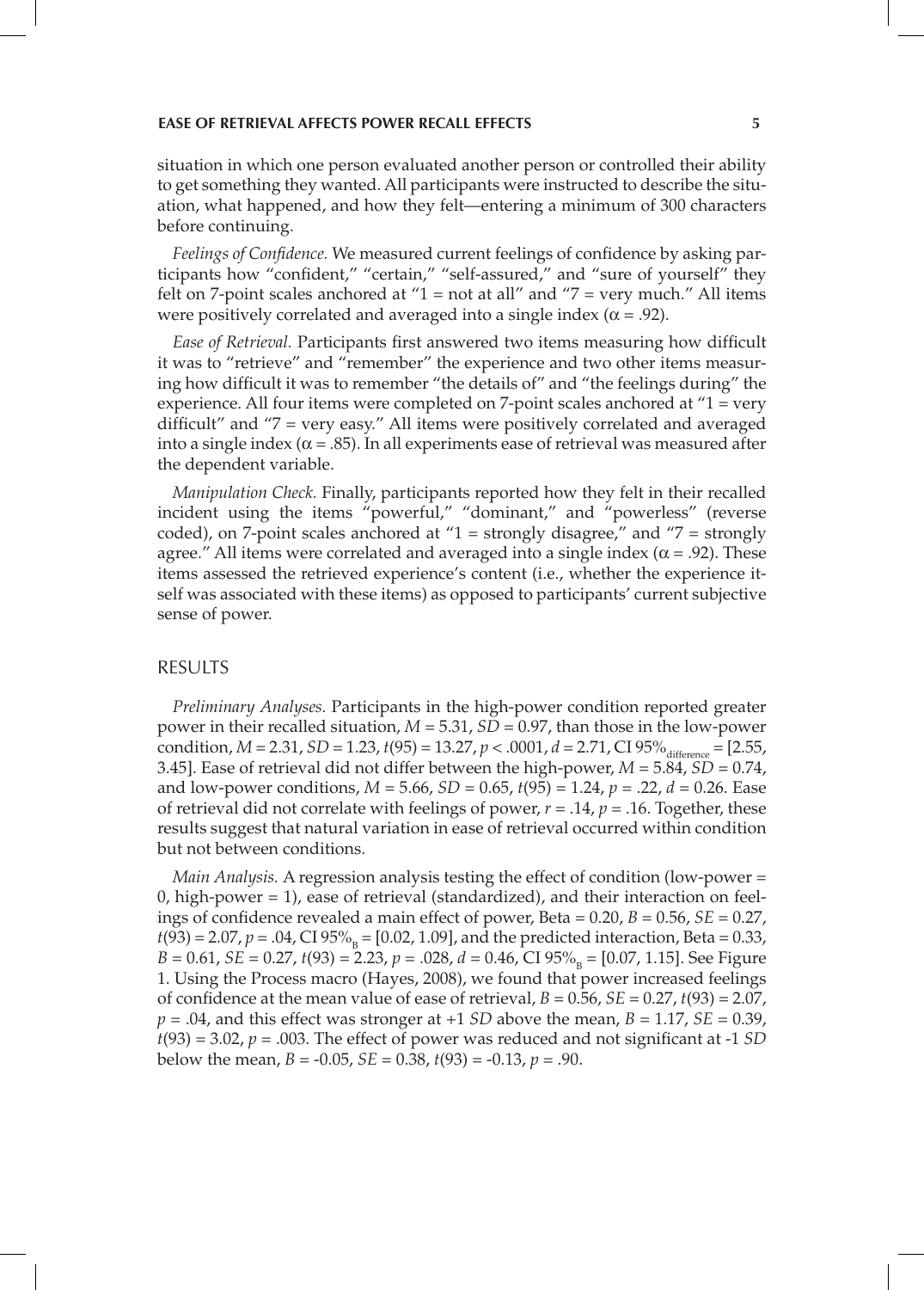situation in which one person evaluated another person or controlled their ability to get something they wanted. All participants were instructed to describe the situation, what happened, and how they felt—entering a minimum of 300 characters before continuing.

*Feelings of Confidence.* We measured current feelings of confidence by asking participants how "confident," "certain," "self-assured," and "sure of yourself" they felt on 7-point scales anchored at "1 = not at all" and "7 = very much." All items were positively correlated and averaged into a single index ($\alpha = .92$).

*Ease of Retrieval.* Participants first answered two items measuring how difficult it was to "retrieve" and "remember" the experience and two other items measuring how difficult it was to remember "the details of" and "the feelings during" the experience. All four items were completed on 7-point scales anchored at "1 = very difficult" and "7 = very easy." All items were positively correlated and averaged into a single index ($\alpha = .85$). In all experiments ease of retrieval was measured after the dependent variable.

*Manipulation Check.* Finally, participants reported how they felt in their recalled incident using the items "powerful," "dominant," and "powerless" (reverse coded), on 7-point scales anchored at "1 = strongly disagree," and "7 = strongly agree." All items were correlated and averaged into a single index ($\alpha = .92$). These items assessed the retrieved experience's content (i.e., whether the experience itself was associated with these items) as opposed to participants' current subjective sense of power.

## RESULTS

*Preliminary Analyses.* Participants in the high-power condition reported greater power in their recalled situation, $M = 5.31$, $SD = 0.97$, than those in the low-power condition, $M = 2.31$, $SD = 1.23$, $t(95) = 13.27$, $p < .0001$, $d = 2.71$, CI $95\%_{\text{difference}} = [2.55, 3.45]$. Ease of retrieval did not differ between the high-power, $M = 5.84$, $SD = 0.74$, and low-power conditions, $M = 5.66$, $SD = 0.65$, $t(95) = 1.24$, $p = .22$, $d = 0.26$. Ease of retrieval did not correlate with feelings of power, $r = .14$, $p = .16$. Together, these results suggest that natural variation in ease of retrieval occurred within condition but not between conditions.

*Main Analysis.* A regression analysis testing the effect of condition (low-power = 0, high-power = 1), ease of retrieval (standardized), and their interaction on feelings of confidence revealed a main effect of power, Beta = 0.20, $B = 0.56$, $SE = 0.27$, $t(93) = 2.07$, $p = .04$, CI $95\%_{B} = [0.02, 1.09]$, and the predicted interaction, Beta = 0.33, $B = 0.61$, $SE = 0.27$, $t(93) = 2.23$, $p = .028$, $d = 0.46$, CI $95\%_{B} = [0.07, 1.15]$. See Figure 1. Using the Process macro (Hayes, 2008), we found that power increased feelings of confidence at the mean value of ease of retrieval, $B = 0.56$, $SE = 0.27$, $t(93) = 2.07$, $p = .04$, and this effect was stronger at +1 *SD* above the mean, $B = 1.17$, $SE = 0.39$, $t(93) = 3.02$, $p = .003$. The effect of power was reduced and not significant at -1 *SD* below the mean, $B = -0.05$, $SE = 0.38$, $t(93) = -0.13$, $p = .90$.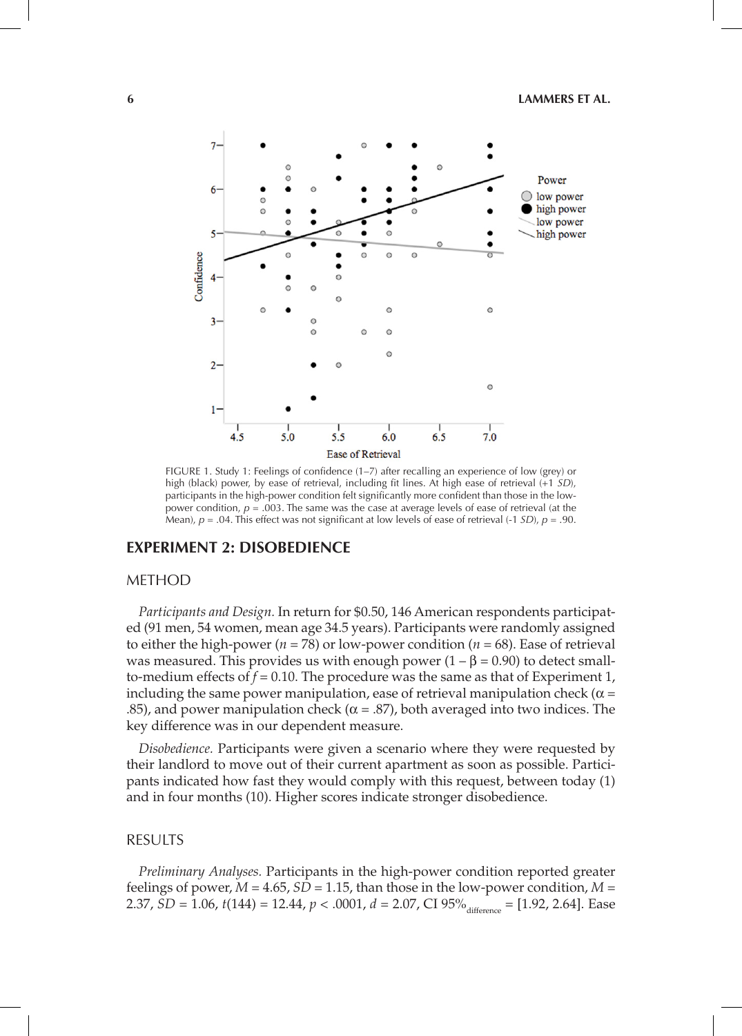FIGURE 1. Study 1: Feelings of confidence (1–7) after recalling an experience of low (grey) or high (black) power, by ease of retrieval, including fit lines. At high ease of retrieval (+1 *SD*), participants in the high-power condition felt significantly more confident than those in the low-power condition, $p = .003$. The same was the case at average levels of ease of retrieval (at the Mean), $p = .04$. This effect was not significant at low levels of ease of retrieval (-1 *SD*), $p = .90$.

## EXPERIMENT 2: DISOBEDIENCE

### METHOD

*Participants and Design.* In return for $0.50, 146 American respondents participated (91 men, 54 women, mean age 34.5 years). Participants were randomly assigned to either the high-power ($n = 78$) or low-power condition ($n = 68$). Ease of retrieval was measured. This provides us with enough power ($1 - \beta = 0.90$) to detect small-to-medium effects of $f = 0.10$. The procedure was the same as that of Experiment 1, including the same power manipulation, ease of retrieval manipulation check ($\alpha = .85$), and power manipulation check ($\alpha = .87$), both averaged into two indices. The key difference was in our dependent measure.

*Disobedience.* Participants were given a scenario where they were requested by their landlord to move out of their current apartment as soon as possible. Participants indicated how fast they would comply with this request, between today (1) and in four months (10). Higher scores indicate stronger disobedience.

### RESULTS

*Preliminary Analyses.* Participants in the high-power condition reported greater feelings of power, $M = 4.65$, $SD = 1.15$, than those in the low-power condition, $M = 2.37$, $SD = 1.06$, $t(144) = 12.44$, $p < .0001$, $d = 2.07$, CI $95\%_{\text{difference}} = [1.92, 2.64]$. Ease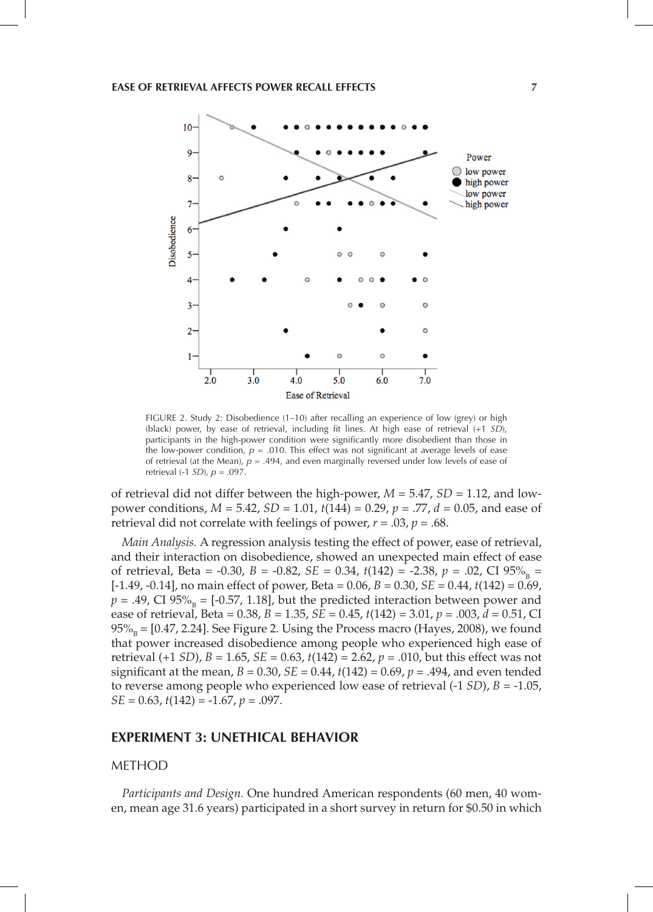FIGURE 2. Study 2: Disobedience (1–10) after recalling an experience of low (grey) or high (black) power, by ease of retrieval, including fit lines. At high ease of retrieval (+1 *SD*), participants in the high-power condition were significantly more disobedient than those in the low-power condition, $p$ = .010. This effect was not significant at average levels of ease of retrieval (at the Mean), $p$ = .494, and even marginally reversed under low levels of ease of retrieval (-1 *SD*), $p$ = .097.

of retrieval did not differ between the high-power, $M$ = 5.47, $SD$ = 1.12, and low-power conditions, $M$ = 5.42, $SD$ = 1.01, $t(144)$ = 0.29, $p$ = .77, $d$ = 0.05, and ease of retrieval did not correlate with feelings of power, $r$ = .03, $p$ = .68.

*Main Analysis.* A regression analysis testing the effect of power, ease of retrieval, and their interaction on disobedience, showed an unexpected main effect of ease of retrieval, Beta = -0.30, $B$ = -0.82, $SE$ = 0.34, $t(142)$ = -2.38, $p$ = .02, CI 95%$_B$ = [-1.49, -0.14], no main effect of power, Beta = 0.06, $B$ = 0.30, $SE$ = 0.44, $t(142)$ = 0.69, $p$ = .49, CI 95%$_B$ = [-0.57, 1.18], but the predicted interaction between power and ease of retrieval, Beta = 0.38, $B$ = 1.35, $SE$ = 0.45, $t(142)$ = 3.01, $p$ = .003, $d$ = 0.51, CI 95%$_B$ = [0.47, 2.24]. See Figure 2. Using the Process macro (Hayes, 2008), we found that power increased disobedience among people who experienced high ease of retrieval (+1 *SD*), $B$ = 1.65, $SE$ = 0.63, $t(142)$ = 2.62, $p$ = .010, but this effect was not significant at the mean, $B$ = 0.30, $SE$ = 0.44, $t(142)$ = 0.69, $p$ = .494, and even tended to reverse among people who experienced low ease of retrieval (-1 *SD*), $B$ = -1.05, $SE$ = 0.63, $t(142)$ = -1.67, $p$ = .097.

## EXPERIMENT 3: UNETHICAL BEHAVIOR

### METHOD

*Participants and Design.* One hundred American respondents (60 men, 40 women, mean age 31.6 years) participated in a short survey in return for $0.50 in which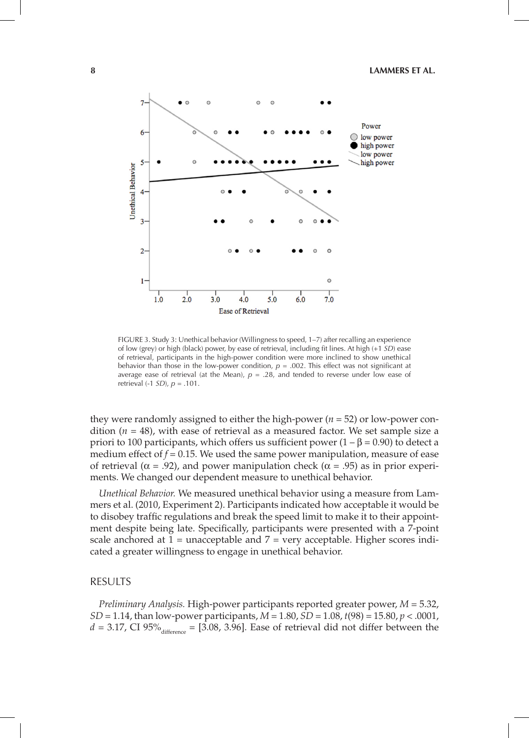FIGURE 3. Study 3: Unethical behavior (Willingness to speed, 1–7) after recalling an experience of low (grey) or high (black) power, by ease of retrieval, including fit lines. At high (+1 *SD*) ease of retrieval, participants in the high-power condition were more inclined to show unethical behavior than those in the low-power condition, $p$ = .002. This effect was not significant at average ease of retrieval (at the Mean), $p$ = .28, and tended to reverse under low ease of retrieval (-1 *SD*), $p$ = .101.

they were randomly assigned to either the high-power ($n$ = 52) or low-power condition ($n$ = 48), with ease of retrieval as a measured factor. We set sample size a priori to 100 participants, which offers us sufficient power ($1 - \beta = 0.90$) to detect a medium effect of $f = 0.15$. We used the same power manipulation, measure of ease of retrieval ($\alpha$ = .92), and power manipulation check ($\alpha$ = .95) as in prior experiments. We changed our dependent measure to unethical behavior.

*Unethical Behavior.* We measured unethical behavior using a measure from Lammers et al. (2010, Experiment 2). Participants indicated how acceptable it would be to disobey traffic regulations and break the speed limit to make it to their appointment despite being late. Specifically, participants were presented with a 7-point scale anchored at 1 = unacceptable and 7 = very acceptable. Higher scores indicated a greater willingness to engage in unethical behavior.

## RESULTS

*Preliminary Analysis.* High-power participants reported greater power, $M$ = 5.32, $SD$ = 1.14, than low-power participants, $M$ = 1.80, $SD$ = 1.08, $t(98)$ = 15.80, $p$ < .0001, $d$ = 3.17, CI $95\%_{\text{difference}}$ = [3.08, 3.96]. Ease of retrieval did not differ between the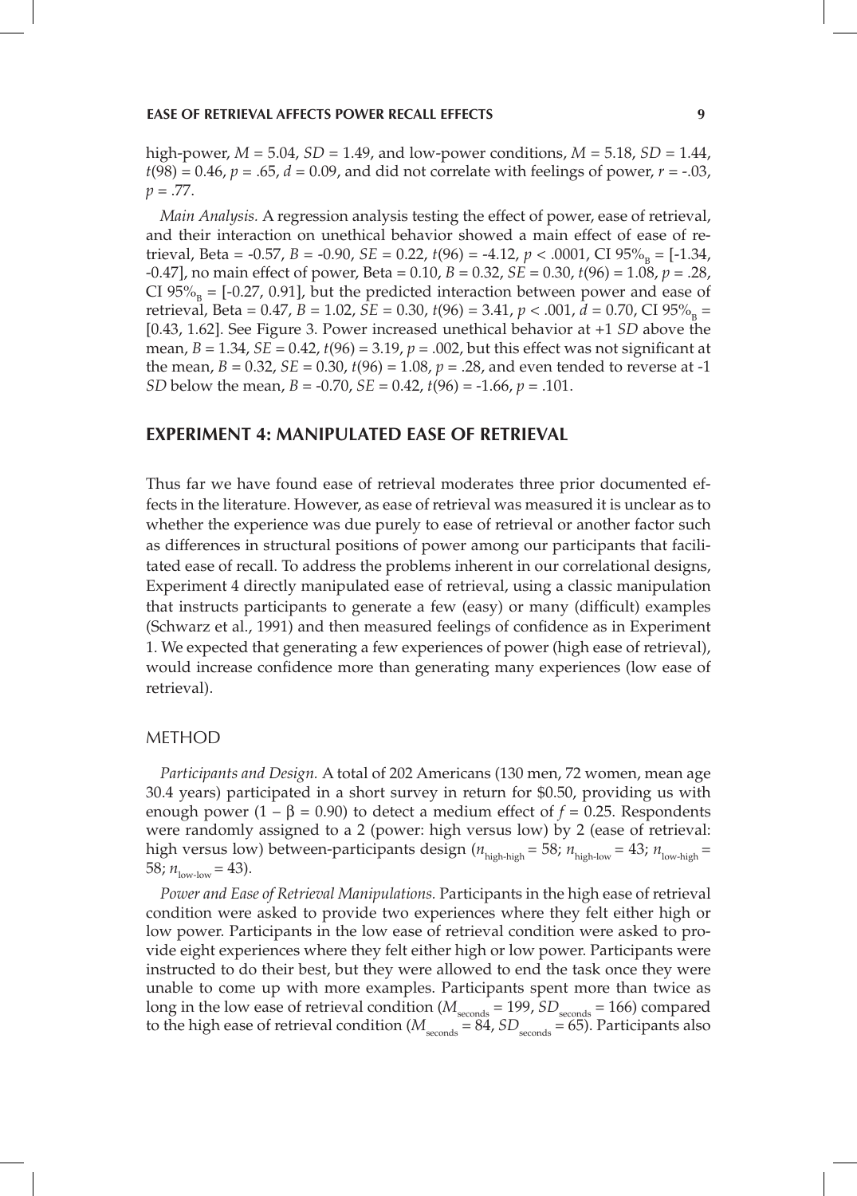high-power, $M = 5.04$, $SD = 1.49$, and low-power conditions, $M = 5.18$, $SD = 1.44$, $t(98) = 0.46$, $p = .65$, $d = 0.09$, and did not correlate with feelings of power, $r = -.03$, $p = .77$.

*Main Analysis.* A regression analysis testing the effect of power, ease of retrieval, and their interaction on unethical behavior showed a main effect of ease of retrieval, Beta = -0.57, $B = -0.90$, $SE = 0.22$, $t(96) = -4.12$, $p < .0001$, CI $95\%_B = [-1.34, -0.47]$, no main effect of power, Beta = 0.10, $B = 0.32$, $SE = 0.30$, $t(96) = 1.08$, $p = .28$, CI $95\%_B = [-0.27, 0.91]$, but the predicted interaction between power and ease of retrieval, Beta = 0.47, $B = 1.02$, $SE = 0.30$, $t(96) = 3.41$, $p < .001$, $d = 0.70$, CI $95\%_B = [0.43, 1.62]$. See Figure 3. Power increased unethical behavior at +1 *SD* above the mean, $B = 1.34$, $SE = 0.42$, $t(96) = 3.19$, $p = .002$, but this effect was not significant at the mean, $B = 0.32$, $SE = 0.30$, $t(96) = 1.08$, $p = .28$, and even tended to reverse at -1 *SD* below the mean, $B = -0.70$, $SE = 0.42$, $t(96) = -1.66$, $p = .101$.

## EXPERIMENT 4: MANIPULATED EASE OF RETRIEVAL

Thus far we have found ease of retrieval moderates three prior documented effects in the literature. However, as ease of retrieval was measured it is unclear as to whether the experience was due purely to ease of retrieval or another factor such as differences in structural positions of power among our participants that facilitated ease of recall. To address the problems inherent in our correlational designs, Experiment 4 directly manipulated ease of retrieval, using a classic manipulation that instructs participants to generate a few (easy) or many (difficult) examples (Schwarz et al., 1991) and then measured feelings of confidence as in Experiment 1. We expected that generating a few experiences of power (high ease of retrieval), would increase confidence more than generating many experiences (low ease of retrieval).

### METHOD

*Participants and Design.* A total of 202 Americans (130 men, 72 women, mean age 30.4 years) participated in a short survey in return for \$0.50, providing us with enough power ($1 - \beta = 0.90$) to detect a medium effect of $f = 0.25$. Respondents were randomly assigned to a 2 (power: high versus low) by 2 (ease of retrieval: high versus low) between-participants design ($n_{\text{high-high}} = 58$; $n_{\text{high-low}} = 43$; $n_{\text{low-high}} = 58$; $n_{\text{low-low}} = 43$).

*Power and Ease of Retrieval Manipulations.* Participants in the high ease of retrieval condition were asked to provide two experiences where they felt either high or low power. Participants in the low ease of retrieval condition were asked to provide eight experiences where they felt either high or low power. Participants were instructed to do their best, but they were allowed to end the task once they were unable to come up with more examples. Participants spent more than twice as long in the low ease of retrieval condition ($M_{\text{seconds}} = 199$, $SD_{\text{seconds}} = 166$) compared to the high ease of retrieval condition ($M_{\text{seconds}} = 84$, $SD_{\text{seconds}} = 65$). Participants also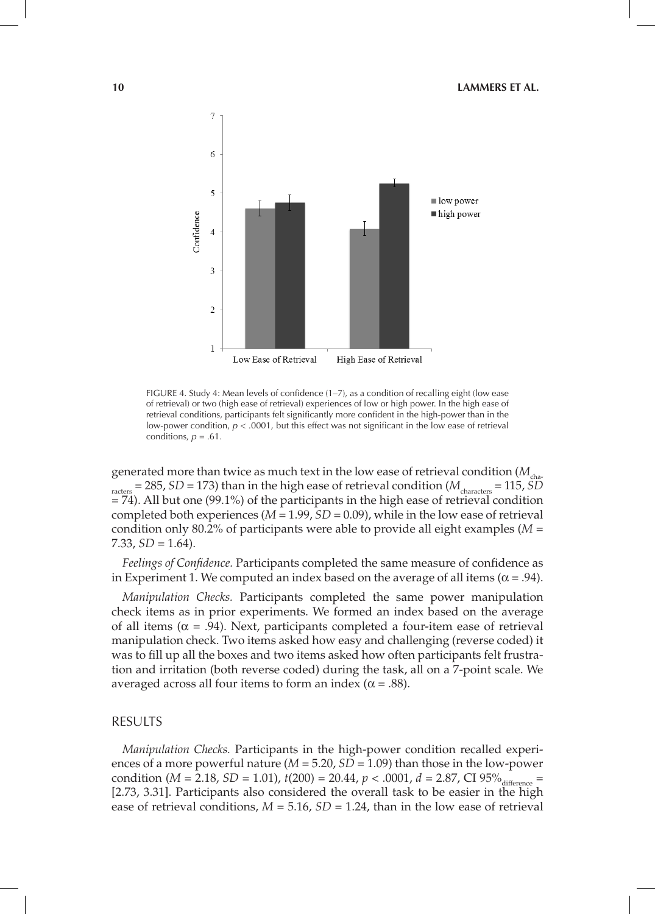FIGURE 4. Study 4: Mean levels of confidence (1–7), as a condition of recalling eight (low ease of retrieval) or two (high ease of retrieval) experiences of low or high power. In the high ease of retrieval conditions, participants felt significantly more confident in the high-power than in the low-power condition, $p < .0001$, but this effect was not significant in the low ease of retrieval conditions, $p = .61$.

generated more than twice as much text in the low ease of retrieval condition ($M_{characters} = 285$, $SD = 173$) than in the high ease of retrieval condition ($M_{characters} = 115$, $SD = 74$). All but one (99.1%) of the participants in the high ease of retrieval condition completed both experiences ($M = 1.99$, $SD = 0.09$), while in the low ease of retrieval condition only 80.2% of participants were able to provide all eight examples ($M = 7.33$, $SD = 1.64$).

*Feelings of Confidence.* Participants completed the same measure of confidence as in Experiment 1. We computed an index based on the average of all items ($\alpha = .94$).

*Manipulation Checks.* Participants completed the same power manipulation check items as in prior experiments. We formed an index based on the average of all items ($\alpha = .94$). Next, participants completed a four-item ease of retrieval manipulation check. Two items asked how easy and challenging (reverse coded) it was to fill up all the boxes and two items asked how often participants felt frustration and irritation (both reverse coded) during the task, all on a 7-point scale. We averaged across all four items to form an index ($\alpha = .88$).

## RESULTS

*Manipulation Checks.* Participants in the high-power condition recalled experiences of a more powerful nature ($M = 5.20$, $SD = 1.09$) than those in the low-power condition ($M = 2.18$, $SD = 1.01$), $t(200) = 20.44$, $p < .0001$, $d = 2.87$, CI $95\%_{difference} = [2.73, 3.31]$. Participants also considered the overall task to be easier in the high ease of retrieval conditions, $M = 5.16$, $SD = 1.24$, than in the low ease of retrieval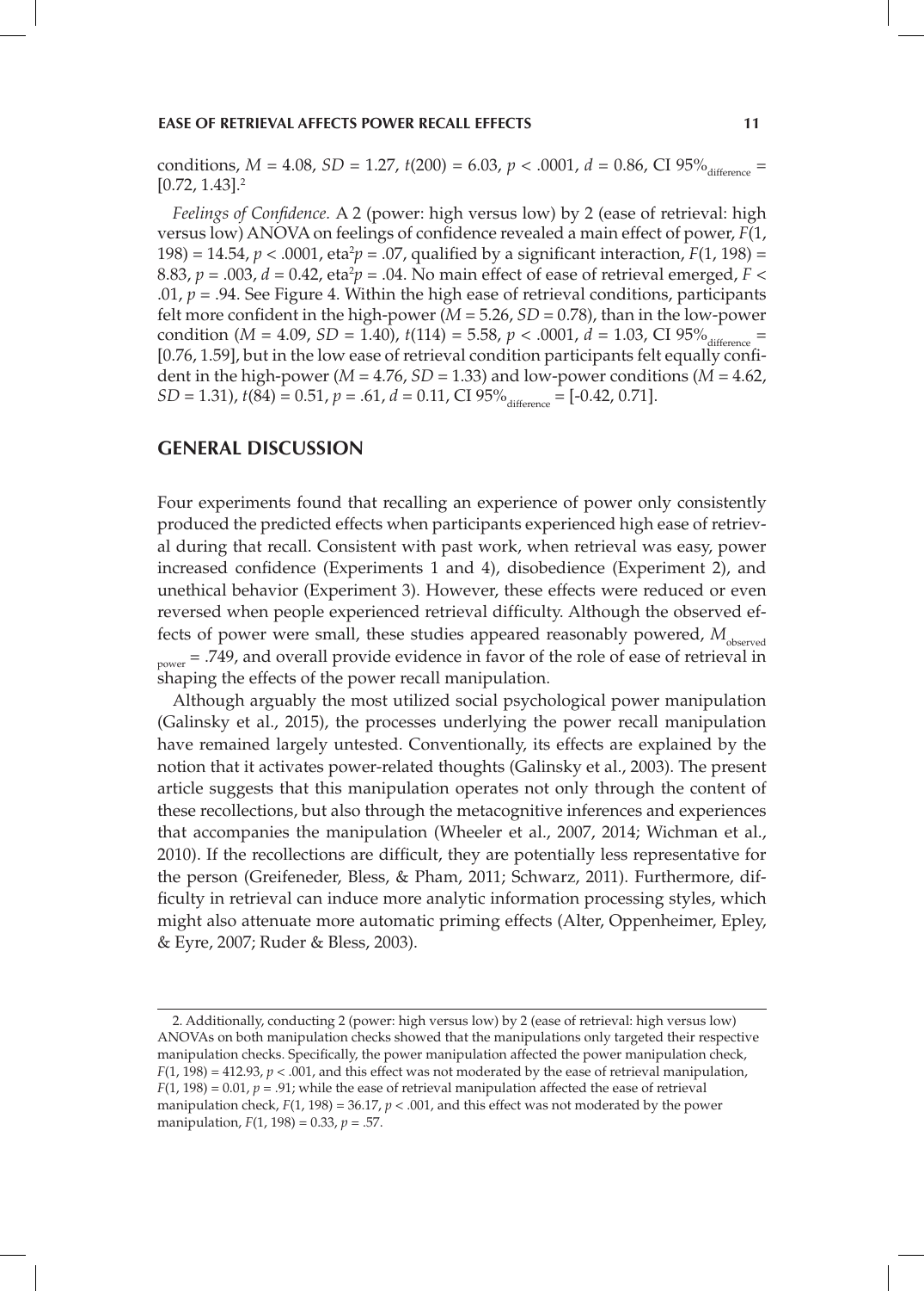conditions, $M = 4.08$, $SD = 1.27$, $t(200) = 6.03$, $p < .0001$, $d = 0.86$, CI $95\%_{difference}$ = [0.72, 1.43].[2]

*Feelings of Confidence.* A 2 (power: high versus low) by 2 (ease of retrieval: high versus low) ANOVA on feelings of confidence revealed a main effect of power, $F(1, 198) = 14.54$, $p < .0001$, $\eta^2 p = .07$, qualified by a significant interaction, $F(1, 198) = 8.83$, $p = .003$, $d = 0.42$, $\eta^2 p = .04$. No main effect of ease of retrieval emerged, $F < .01$, $p = .94$. See Figure 4. Within the high ease of retrieval conditions, participants felt more confident in the high-power ($M = 5.26$, $SD = 0.78$), than in the low-power condition ($M = 4.09$, $SD = 1.40$), $t(114) = 5.58$, $p < .0001$, $d = 1.03$, CI $95\%_{difference}$ = [0.76, 1.59], but in the low ease of retrieval condition participants felt equally confident in the high-power ($M = 4.76$, $SD = 1.33$) and low-power conditions ($M = 4.62$, $SD = 1.31$), $t(84) = 0.51$, $p = .61$, $d = 0.11$, CI $95\%_{difference}$ = [-0.42, 0.71].

## GENERAL DISCUSSION

Four experiments found that recalling an experience of power only consistently produced the predicted effects when participants experienced high ease of retrieval during that recall. Consistent with past work, when retrieval was easy, power increased confidence (Experiments 1 and 4), disobedience (Experiment 2), and unethical behavior (Experiment 3). However, these effects were reduced or even reversed when people experienced retrieval difficulty. Although the observed effects of power were small, these studies appeared reasonably powered, $M_{observed\ power} = .749$, and overall provide evidence in favor of the role of ease of retrieval in shaping the effects of the power recall manipulation.

Although arguably the most utilized social psychological power manipulation (Galinsky et al., 2015), the processes underlying the power recall manipulation have remained largely untested. Conventionally, its effects are explained by the notion that it activates power-related thoughts (Galinsky et al., 2003). The present article suggests that this manipulation operates not only through the content of these recollections, but also through the metacognitive inferences and experiences that accompanies the manipulation (Wheeler et al., 2007, 2014; Wichman et al., 2010). If the recollections are difficult, they are potentially less representative for the person (Greifeneder, Bless, & Pham, 2011; Schwarz, 2011). Furthermore, difficulty in retrieval can induce more analytic information processing styles, which might also attenuate more automatic priming effects (Alter, Oppenheimer, Epley, & Eyre, 2007; Ruder & Bless, 2003).

2. Additionally, conducting 2 (power: high versus low) by 2 (ease of retrieval: high versus low) ANOVAs on both manipulation checks showed that the manipulations only targeted their respective manipulation checks. Specifically, the power manipulation affected the power manipulation check, $F(1, 198) = 412.93$, $p < .001$, and this effect was not moderated by the ease of retrieval manipulation, $F(1, 198) = 0.01$, $p = .91$; while the ease of retrieval manipulation affected the ease of retrieval manipulation check, $F(1, 198) = 36.17$, $p < .001$, and this effect was not moderated by the power manipulation, $F(1, 198) = 0.33$, $p = .57$.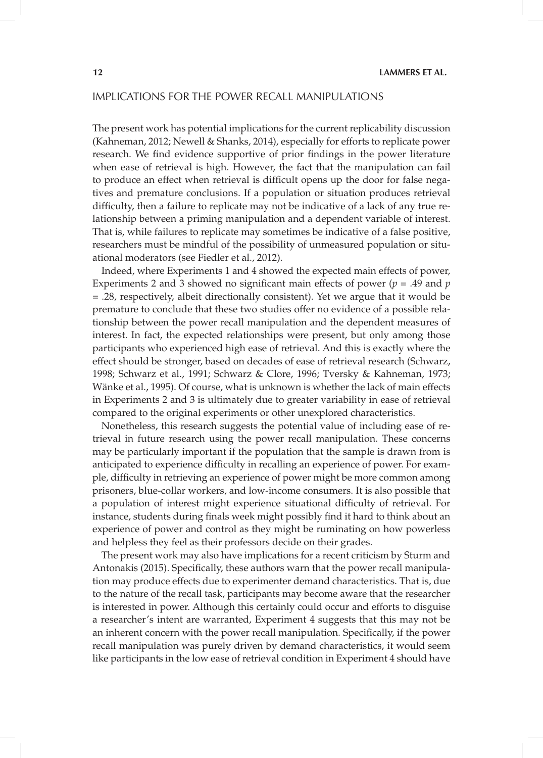## IMPLICATIONS FOR THE POWER RECALL MANIPULATIONS

The present work has potential implications for the current replicability discussion (Kahneman, 2012; Newell & Shanks, 2014), especially for efforts to replicate power research. We find evidence supportive of prior findings in the power literature when ease of retrieval is high. However, the fact that the manipulation can fail to produce an effect when retrieval is difficult opens up the door for false negatives and premature conclusions. If a population or situation produces retrieval difficulty, then a failure to replicate may not be indicative of a lack of any true relationship between a priming manipulation and a dependent variable of interest. That is, while failures to replicate may sometimes be indicative of a false positive, researchers must be mindful of the possibility of unmeasured population or situational moderators (see Fiedler et al., 2012).

Indeed, where Experiments 1 and 4 showed the expected main effects of power, Experiments 2 and 3 showed no significant main effects of power ($p = .49$ and $p = .28$, respectively, albeit directionally consistent). Yet we argue that it would be premature to conclude that these two studies offer no evidence of a possible relationship between the power recall manipulation and the dependent measures of interest. In fact, the expected relationships were present, but only among those participants who experienced high ease of retrieval. And this is exactly where the effect should be stronger, based on decades of ease of retrieval research (Schwarz, 1998; Schwarz et al., 1991; Schwarz & Clore, 1996; Tversky & Kahneman, 1973; Wänke et al., 1995). Of course, what is unknown is whether the lack of main effects in Experiments 2 and 3 is ultimately due to greater variability in ease of retrieval compared to the original experiments or other unexplored characteristics.

Nonetheless, this research suggests the potential value of including ease of retrieval in future research using the power recall manipulation. These concerns may be particularly important if the population that the sample is drawn from is anticipated to experience difficulty in recalling an experience of power. For example, difficulty in retrieving an experience of power might be more common among prisoners, blue-collar workers, and low-income consumers. It is also possible that a population of interest might experience situational difficulty of retrieval. For instance, students during finals week might possibly find it hard to think about an experience of power and control as they might be ruminating on how powerless and helpless they feel as their professors decide on their grades.

The present work may also have implications for a recent criticism by Sturm and Antonakis (2015). Specifically, these authors warn that the power recall manipulation may produce effects due to experimenter demand characteristics. That is, due to the nature of the recall task, participants may become aware that the researcher is interested in power. Although this certainly could occur and efforts to disguise a researcher's intent are warranted, Experiment 4 suggests that this may not be an inherent concern with the power recall manipulation. Specifically, if the power recall manipulation was purely driven by demand characteristics, it would seem like participants in the low ease of retrieval condition in Experiment 4 should have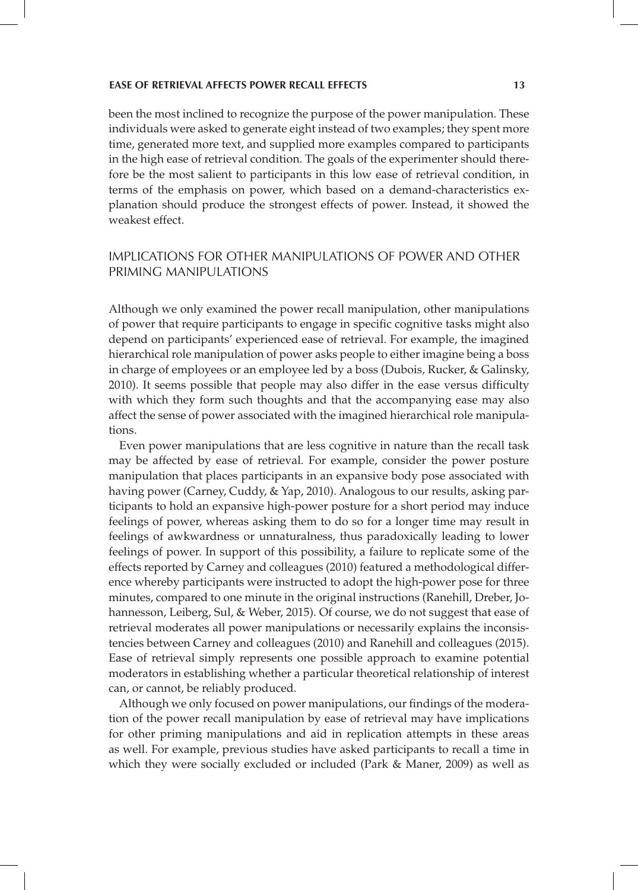been the most inclined to recognize the purpose of the power manipulation. These individuals were asked to generate eight instead of two examples; they spent more time, generated more text, and supplied more examples compared to participants in the high ease of retrieval condition. The goals of the experimenter should therefore be the most salient to participants in this low ease of retrieval condition, in terms of the emphasis on power, which based on a demand-characteristics explanation should produce the strongest effects of power. Instead, it showed the weakest effect.

## IMPLICATIONS FOR OTHER MANIPULATIONS OF POWER AND OTHER PRIMING MANIPULATIONS

Although we only examined the power recall manipulation, other manipulations of power that require participants to engage in specific cognitive tasks might also depend on participants' experienced ease of retrieval. For example, the imagined hierarchical role manipulation of power asks people to either imagine being a boss in charge of employees or an employee led by a boss (Dubois, Rucker, & Galinsky, 2010). It seems possible that people may also differ in the ease versus difficulty with which they form such thoughts and that the accompanying ease may also affect the sense of power associated with the imagined hierarchical role manipulations.

Even power manipulations that are less cognitive in nature than the recall task may be affected by ease of retrieval. For example, consider the power posture manipulation that places participants in an expansive body pose associated with having power (Carney, Cuddy, & Yap, 2010). Analogous to our results, asking participants to hold an expansive high-power posture for a short period may induce feelings of power, whereas asking them to do so for a longer time may result in feelings of awkwardness or unnaturalness, thus paradoxically leading to lower feelings of power. In support of this possibility, a failure to replicate some of the effects reported by Carney and colleagues (2010) featured a methodological difference whereby participants were instructed to adopt the high-power pose for three minutes, compared to one minute in the original instructions (Ranehill, Dreber, Johannesson, Leiberg, Sul, & Weber, 2015). Of course, we do not suggest that ease of retrieval moderates all power manipulations or necessarily explains the inconsistencies between Carney and colleagues (2010) and Ranehill and colleagues (2015). Ease of retrieval simply represents one possible approach to examine potential moderators in establishing whether a particular theoretical relationship of interest can, or cannot, be reliably produced.

Although we only focused on power manipulations, our findings of the moderation of the power recall manipulation by ease of retrieval may have implications for other priming manipulations and aid in replication attempts in these areas as well. For example, previous studies have asked participants to recall a time in which they were socially excluded or included (Park & Maner, 2009) as well as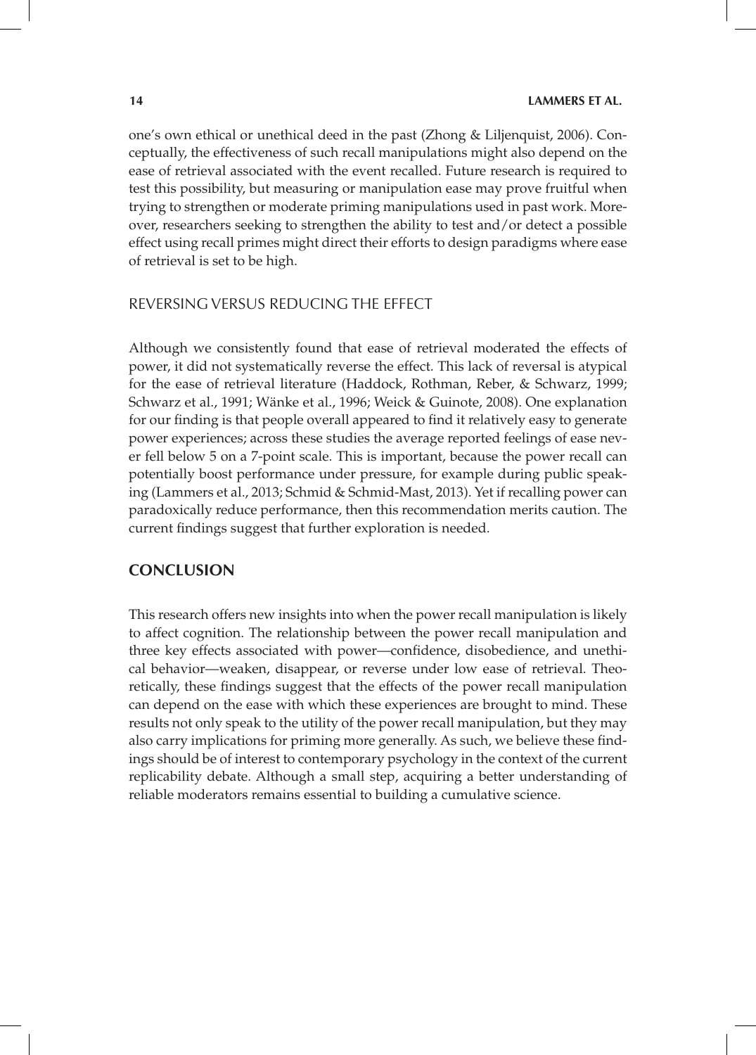one's own ethical or unethical deed in the past (Zhong & Liljenquist, 2006). Conceptually, the effectiveness of such recall manipulations might also depend on the ease of retrieval associated with the event recalled. Future research is required to test this possibility, but measuring or manipulation ease may prove fruitful when trying to strengthen or moderate priming manipulations used in past work. Moreover, researchers seeking to strengthen the ability to test and/or detect a possible effect using recall primes might direct their efforts to design paradigms where ease of retrieval is set to be high.

### REVERSING VERSUS REDUCING THE EFFECT

Although we consistently found that ease of retrieval moderated the effects of power, it did not systematically reverse the effect. This lack of reversal is atypical for the ease of retrieval literature (Haddock, Rothman, Reber, & Schwarz, 1999; Schwarz et al., 1991; Wänke et al., 1996; Weick & Guinote, 2008). One explanation for our finding is that people overall appeared to find it relatively easy to generate power experiences; across these studies the average reported feelings of ease never fell below 5 on a 7-point scale. This is important, because the power recall can potentially boost performance under pressure, for example during public speaking (Lammers et al., 2013; Schmid & Schmid-Mast, 2013). Yet if recalling power can paradoxically reduce performance, then this recommendation merits caution. The current findings suggest that further exploration is needed.

## CONCLUSION

This research offers new insights into when the power recall manipulation is likely to affect cognition. The relationship between the power recall manipulation and three key effects associated with power—confidence, disobedience, and unethical behavior—weaken, disappear, or reverse under low ease of retrieval. Theoretically, these findings suggest that the effects of the power recall manipulation can depend on the ease with which these experiences are brought to mind. These results not only speak to the utility of the power recall manipulation, but they may also carry implications for priming more generally. As such, we believe these findings should be of interest to contemporary psychology in the context of the current replicability debate. Although a small step, acquiring a better understanding of reliable moderators remains essential to building a cumulative science.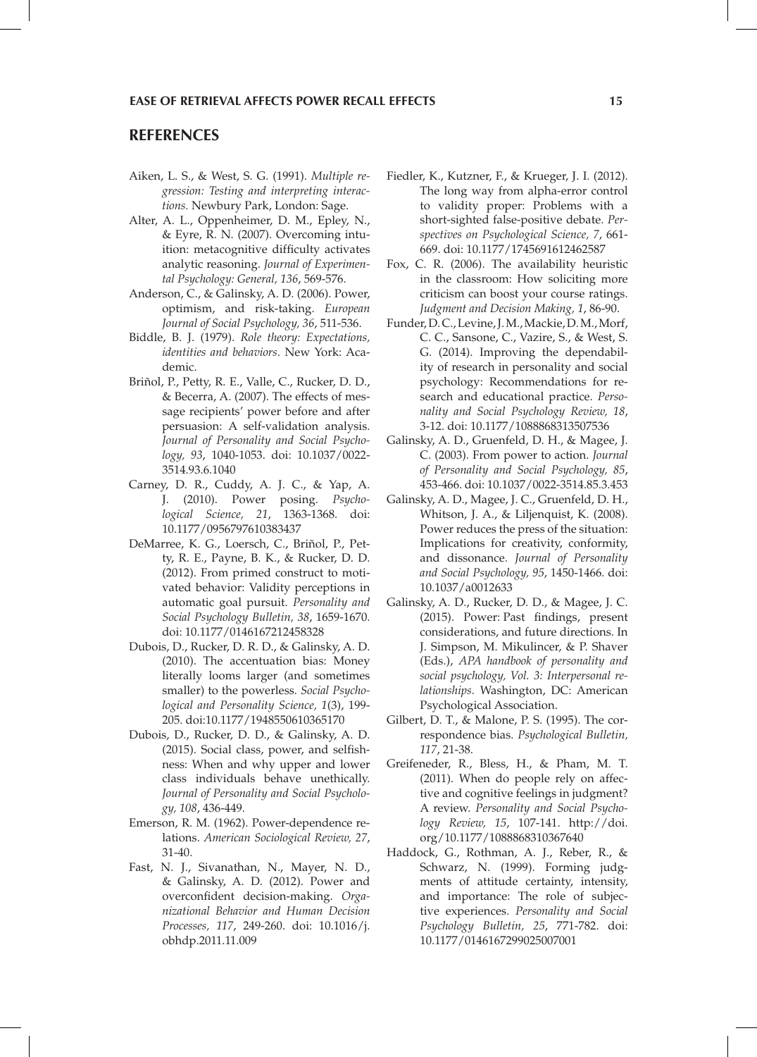## REFERENCES

Aiken, L. S., & West, S. G. (1991). *Multiple regression: Testing and interpreting interactions.* Newbury Park, London: Sage.

Alter, A. L., Oppenheimer, D. M., Epley, N., & Eyre, R. N. (2007). Overcoming intuition: metacognitive difficulty activates analytic reasoning. *Journal of Experimental Psychology: General, 136*, 569-576.

Anderson, C., & Galinsky, A. D. (2006). Power, optimism, and risk-taking. *European Journal of Social Psychology, 36*, 511-536.

Biddle, B. J. (1979). *Role theory: Expectations, identities and behaviors*. New York: Academic.

Briñol, P., Petty, R. E., Valle, C., Rucker, D. D., & Becerra, A. (2007). The effects of message recipients' power before and after persuasion: A self-validation analysis. *Journal of Personality and Social Psychology, 93*, 1040-1053. doi: 10.1037/0022-3514.93.6.1040

Carney, D. R., Cuddy, A. J. C., & Yap, A. J. (2010). Power posing. *Psychological Science, 21*, 1363-1368. doi: 10.1177/0956797610383437

DeMarree, K. G., Loersch, C., Briñol, P., Petty, R. E., Payne, B. K., & Rucker, D. D. (2012). From primed construct to motivated behavior: Validity perceptions in automatic goal pursuit. *Personality and Social Psychology Bulletin, 38*, 1659-1670. doi: 10.1177/0146167212458328

Dubois, D., Rucker, D. R. D., & Galinsky, A. D. (2010). The accentuation bias: Money literally looms larger (and sometimes smaller) to the powerless. *Social Psychological and Personality Science, 1*(3), 199-205. doi:10.1177/1948550610365170

Dubois, D., Rucker, D. D., & Galinsky, A. D. (2015). Social class, power, and selfishness: When and why upper and lower class individuals behave unethically. *Journal of Personality and Social Psychology, 108*, 436-449.

Emerson, R. M. (1962). Power-dependence relations. *American Sociological Review, 27*, 31-40.

Fast, N. J., Sivanathan, N., Mayer, N. D., & Galinsky, A. D. (2012). Power and overconfident decision-making. *Organizational Behavior and Human Decision Processes, 117*, 249-260. doi: 10.1016/j.obhdp.2011.11.009

Fiedler, K., Kutzner, F., & Krueger, J. I. (2012). The long way from alpha-error control to validity proper: Problems with a short-sighted false-positive debate. *Perspectives on Psychological Science, 7*, 661-669. doi: 10.1177/1745691612462587

Fox, C. R. (2006). The availability heuristic in the classroom: How soliciting more criticism can boost your course ratings. *Judgment and Decision Making, 1*, 86-90.

Funder, D. C., Levine, J. M., Mackie, D. M., Morf, C. C., Sansone, C., Vazire, S., & West, S. G. (2014). Improving the dependability of research in personality and social psychology: Recommendations for research and educational practice. *Personality and Social Psychology Review, 18*, 3-12. doi: 10.1177/1088868313507536

Galinsky, A. D., Gruenfeld, D. H., & Magee, J. C. (2003). From power to action. *Journal of Personality and Social Psychology, 85*, 453-466. doi: 10.1037/0022-3514.85.3.453

Galinsky, A. D., Magee, J. C., Gruenfeld, D. H., Whitson, J. A., & Liljenquist, K. (2008). Power reduces the press of the situation: Implications for creativity, conformity, and dissonance. *Journal of Personality and Social Psychology, 95*, 1450-1466. doi: 10.1037/a0012633

Galinsky, A. D., Rucker, D. D., & Magee, J. C. (2015). Power: Past findings, present considerations, and future directions. In J. Simpson, M. Mikulincer, & P. Shaver (Eds.), *APA handbook of personality and social psychology, Vol. 3: Interpersonal relationships*. Washington, DC: American Psychological Association.

Gilbert, D. T., & Malone, P. S. (1995). The correspondence bias. *Psychological Bulletin, 117*, 21-38.

Greifeneder, R., Bless, H., & Pham, M. T. (2011). When do people rely on affective and cognitive feelings in judgment? A review. *Personality and Social Psychology Review, 15*, 107-141. http://doi.org/10.1177/1088868310367640

Haddock, G., Rothman, A. J., Reber, R., & Schwarz, N. (1999). Forming judgments of attitude certainty, intensity, and importance: The role of subjective experiences. *Personality and Social Psychology Bulletin, 25*, 771-782. doi: 10.1177/0146167299025007001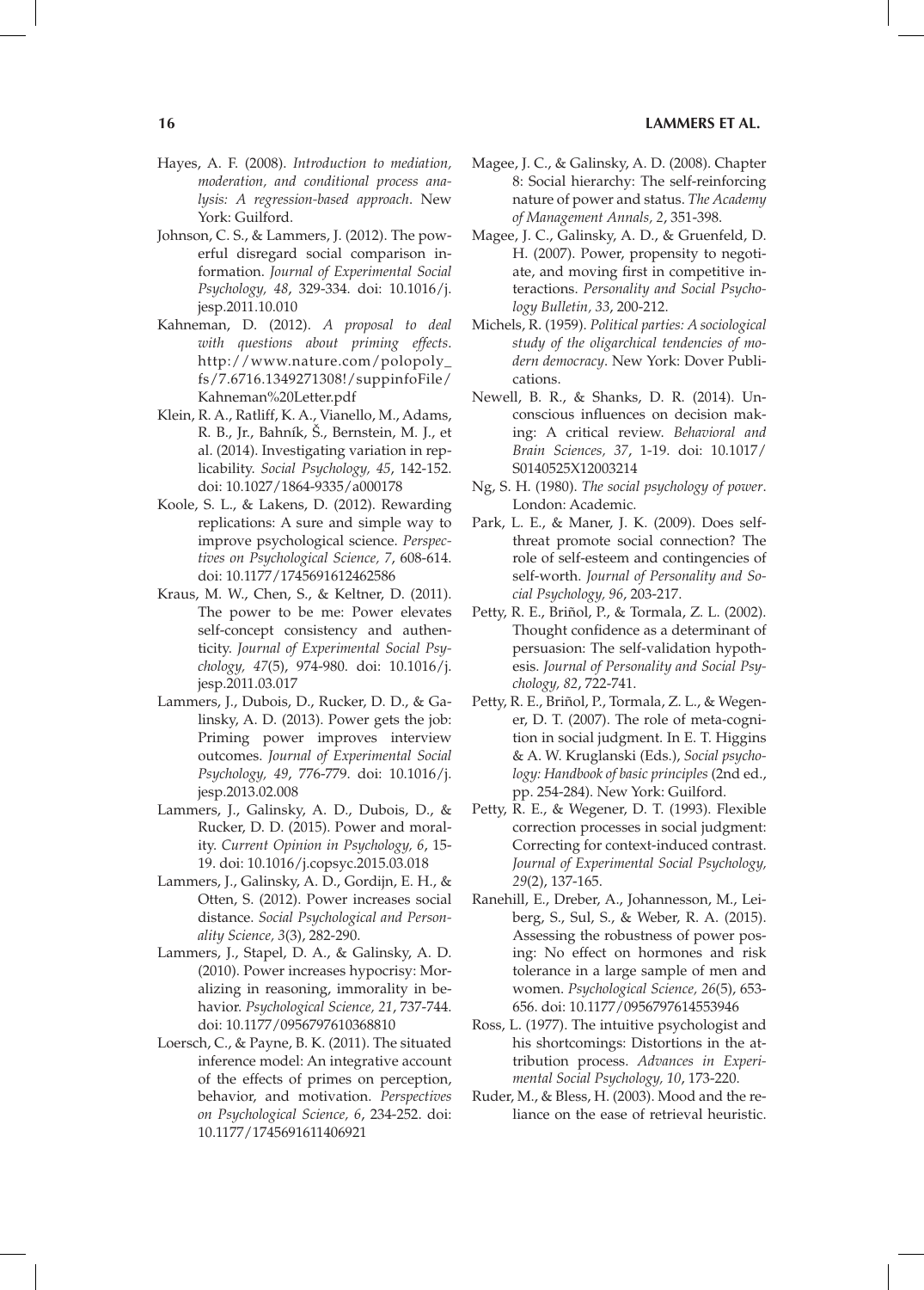Hayes, A. F. (2008). *Introduction to mediation, moderation, and conditional process analysis: A regression-based approach*. New York: Guilford.

Johnson, C. S., & Lammers, J. (2012). The powerful disregard social comparison information. *Journal of Experimental Social Psychology, 48*, 329-334. doi: 10.1016/j.jesp.2011.10.010

Kahneman, D. (2012). *A proposal to deal with questions about priming effects*. http://www.nature.com/polopoly_fs/7.6716.1349271308!/suppinfoFile/Kahneman%20Letter.pdf

Klein, R. A., Ratliff, K. A., Vianello, M., Adams, R. B., Jr., Bahník, Š., Bernstein, M. J., et al. (2014). Investigating variation in replicability. *Social Psychology, 45*, 142-152. doi: 10.1027/1864-9335/a000178

Koole, S. L., & Lakens, D. (2012). Rewarding replications: A sure and simple way to improve psychological science. *Perspectives on Psychological Science, 7*, 608-614. doi: 10.1177/1745691612462586

Kraus, M. W., Chen, S., & Keltner, D. (2011). The power to be me: Power elevates self-concept consistency and authenticity. *Journal of Experimental Social Psychology, 47*(5), 974-980. doi: 10.1016/j.jesp.2011.03.017

Lammers, J., Dubois, D., Rucker, D. D., & Galinsky, A. D. (2013). Power gets the job: Priming power improves interview outcomes. *Journal of Experimental Social Psychology, 49*, 776-779. doi: 10.1016/j.jesp.2013.02.008

Lammers, J., Galinsky, A. D., Dubois, D., & Rucker, D. D. (2015). Power and morality. *Current Opinion in Psychology, 6*, 15-19. doi: 10.1016/j.copsyc.2015.03.018

Lammers, J., Galinsky, A. D., Gordijn, E. H., & Otten, S. (2012). Power increases social distance. *Social Psychological and Personality Science, 3*(3), 282-290.

Lammers, J., Stapel, D. A., & Galinsky, A. D. (2010). Power increases hypocrisy: Moralizing in reasoning, immorality in behavior. *Psychological Science, 21*, 737-744. doi: 10.1177/0956797610368810

Loersch, C., & Payne, B. K. (2011). The situated inference model: An integrative account of the effects of primes on perception, behavior, and motivation. *Perspectives on Psychological Science, 6*, 234-252. doi: 10.1177/1745691611406921

Magee, J. C., & Galinsky, A. D. (2008). Chapter 8: Social hierarchy: The self-reinforcing nature of power and status. *The Academy of Management Annals, 2*, 351-398.

Magee, J. C., Galinsky, A. D., & Gruenfeld, D. H. (2007). Power, propensity to negotiate, and moving first in competitive interactions. *Personality and Social Psychology Bulletin, 33*, 200-212.

Michels, R. (1959). *Political parties: A sociological study of the oligarchical tendencies of modern democracy*. New York: Dover Publications.

Newell, B. R., & Shanks, D. R. (2014). Unconscious influences on decision making: A critical review. *Behavioral and Brain Sciences, 37*, 1-19. doi: 10.1017/S0140525X12003214

Ng, S. H. (1980). *The social psychology of power*. London: Academic.

Park, L. E., & Maner, J. K. (2009). Does self-threat promote social connection? The role of self-esteem and contingencies of self-worth. *Journal of Personality and Social Psychology, 96*, 203-217.

Petty, R. E., Briñol, P., & Tormala, Z. L. (2002). Thought confidence as a determinant of persuasion: The self-validation hypothesis. *Journal of Personality and Social Psychology, 82*, 722-741.

Petty, R. E., Briñol, P., Tormala, Z. L., & Wegener, D. T. (2007). The role of meta-cognition in social judgment. In E. T. Higgins & A. W. Kruglanski (Eds.), *Social psychology: Handbook of basic principles* (2nd ed., pp. 254-284). New York: Guilford.

Petty, R. E., & Wegener, D. T. (1993). Flexible correction processes in social judgment: Correcting for context-induced contrast. *Journal of Experimental Social Psychology, 29*(2), 137-165.

Ranehill, E., Dreber, A., Johannesson, M., Leiberg, S., Sul, S., & Weber, R. A. (2015). Assessing the robustness of power posing: No effect on hormones and risk tolerance in a large sample of men and women. *Psychological Science, 26*(5), 653-656. doi: 10.1177/0956797614553946

Ross, L. (1977). The intuitive psychologist and his shortcomings: Distortions in the attribution process. *Advances in Experimental Social Psychology, 10*, 173-220.

Ruder, M., & Bless, H. (2003). Mood and the reliance on the ease of retrieval heuristic.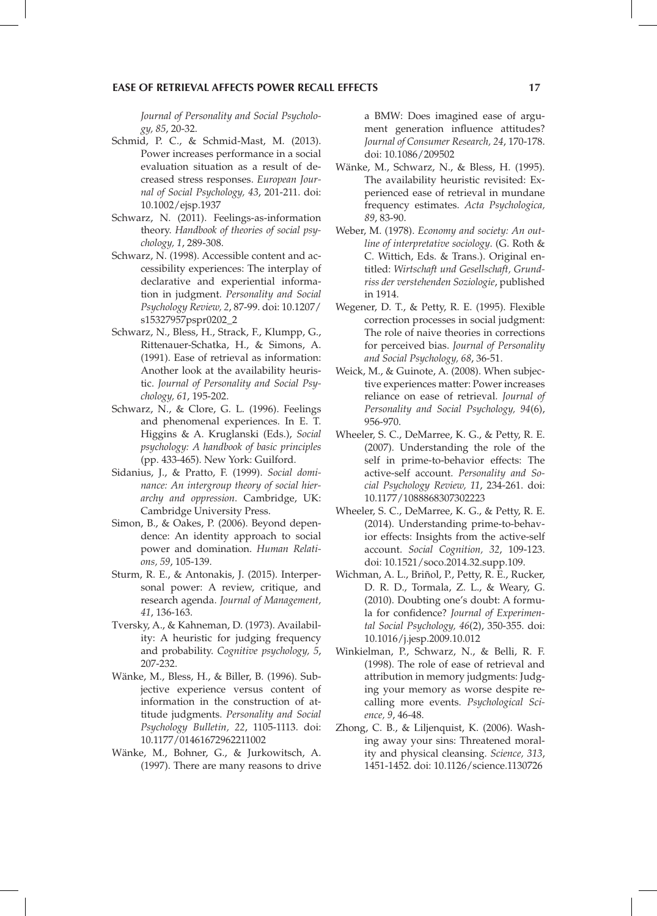*Journal of Personality and Social Psychology, 85*, 20-32.

Schmid, P. C., & Schmid-Mast, M. (2013). Power increases performance in a social evaluation situation as a result of decreased stress responses. *European Journal of Social Psychology, 43*, 201-211. doi: 10.1002/ejsp.1937

Schwarz, N. (2011). Feelings-as-information theory. *Handbook of theories of social psychology, 1*, 289-308.

Schwarz, N. (1998). Accessible content and accessibility experiences: The interplay of declarative and experiential information in judgment. *Personality and Social Psychology Review, 2*, 87-99. doi: 10.1207/s15327957pspr0202_2

Schwarz, N., Bless, H., Strack, F., Klumpp, G., Rittenauer-Schatka, H., & Simons, A. (1991). Ease of retrieval as information: Another look at the availability heuristic. *Journal of Personality and Social Psychology, 61*, 195-202.

Schwarz, N., & Clore, G. L. (1996). Feelings and phenomenal experiences. In E. T. Higgins & A. Kruglanski (Eds.), *Social psychology: A handbook of basic principles* (pp. 433-465). New York: Guilford.

Sidanius, J., & Pratto, F. (1999). *Social dominance: An intergroup theory of social hierarchy and oppression*. Cambridge, UK: Cambridge University Press.

Simon, B., & Oakes, P. (2006). Beyond dependence: An identity approach to social power and domination. *Human Relations, 59*, 105-139.

Sturm, R. E., & Antonakis, J. (2015). Interpersonal power: A review, critique, and research agenda. *Journal of Management, 41*, 136-163.

Tversky, A., & Kahneman, D. (1973). Availability: A heuristic for judging frequency and probability. *Cognitive psychology, 5*, 207-232.

Wänke, M., Bless, H., & Biller, B. (1996). Subjective experience versus content of information in the construction of attitude judgments. *Personality and Social Psychology Bulletin, 22*, 1105-1113. doi: 10.1177/01461672962211002

Wänke, M., Bohner, G., & Jurkowitsch, A. (1997). There are many reasons to drive a BMW: Does imagined ease of argument generation influence attitudes? *Journal of Consumer Research, 24*, 170-178. doi: 10.1086/209502

Wänke, M., Schwarz, N., & Bless, H. (1995). The availability heuristic revisited: Experienced ease of retrieval in mundane frequency estimates. *Acta Psychologica, 89*, 83-90.

Weber, M. (1978). *Economy and society: An outline of interpretative sociology*. (G. Roth & C. Wittich, Eds. & Trans.). Original entitled: *Wirtschaft und Gesellschaft, Grundriss der verstehenden Soziologie*, published in 1914.

Wegener, D. T., & Petty, R. E. (1995). Flexible correction processes in social judgment: The role of naive theories in corrections for perceived bias. *Journal of Personality and Social Psychology, 68*, 36-51.

Weick, M., & Guinote, A. (2008). When subjective experiences matter: Power increases reliance on ease of retrieval. *Journal of Personality and Social Psychology, 94*(6), 956-970.

Wheeler, S. C., DeMarree, K. G., & Petty, R. E. (2007). Understanding the role of the self in prime-to-behavior effects: The active-self account. *Personality and Social Psychology Review, 11*, 234-261. doi: 10.1177/1088868307302223

Wheeler, S. C., DeMarree, K. G., & Petty, R. E. (2014). Understanding prime-to-behavior effects: Insights from the active-self account. *Social Cognition, 32*, 109-123. doi: 10.1521/soco.2014.32.supp.109.

Wichman, A. L., Briñol, P., Petty, R. E., Rucker, D. R. D., Tormala, Z. L., & Weary, G. (2010). Doubting one's doubt: A formula for confidence? *Journal of Experimental Social Psychology, 46*(2), 350-355. doi: 10.1016/j.jesp.2009.10.012

Winkielman, P., Schwarz, N., & Belli, R. F. (1998). The role of ease of retrieval and attribution in memory judgments: Judging your memory as worse despite recalling more events. *Psychological Science, 9*, 46-48.

Zhong, C. B., & Liljenquist, K. (2006). Washing away your sins: Threatened morality and physical cleansing. *Science, 313*, 1451-1452. doi: 10.1126/science.1130726